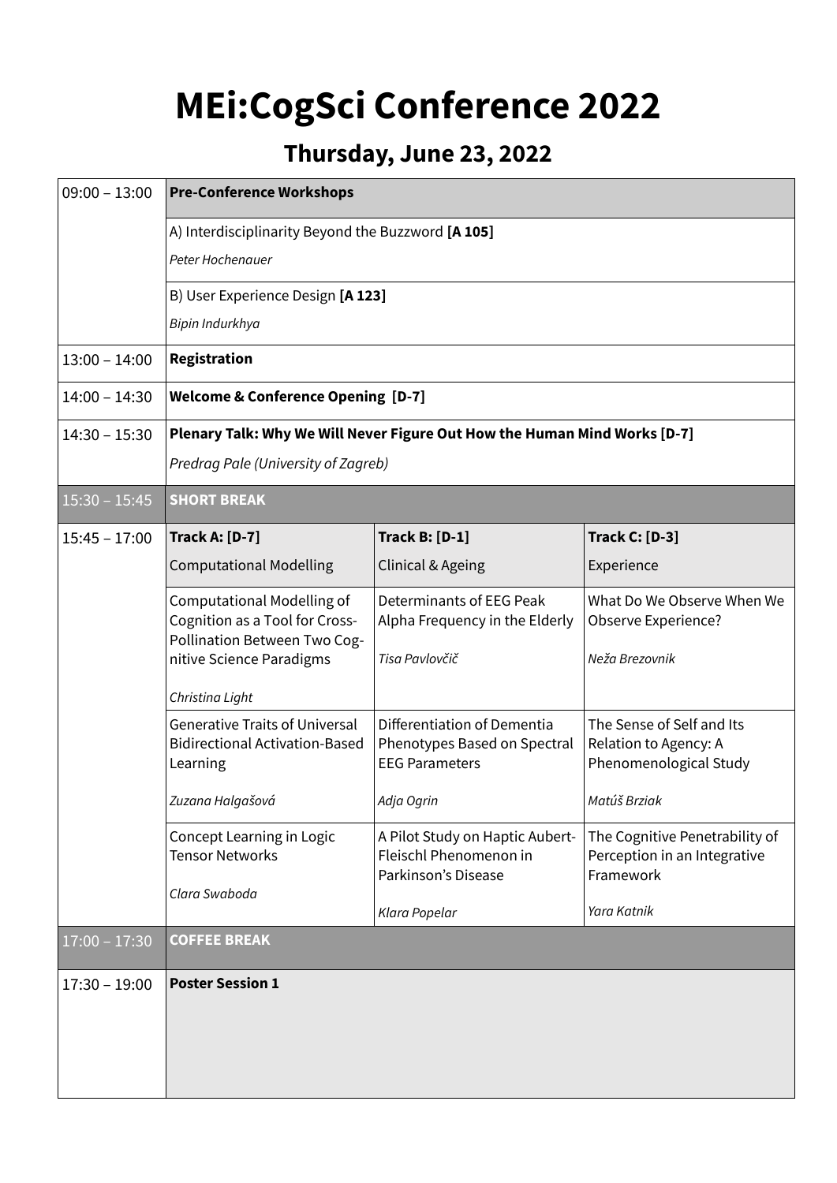# MEi:CogSci Conference 2022

## Thursday, June 23, 2022

| | | | |
|---|---|---|---|
| 09:00 – 13:00 | **Pre-Conference Workshops** | | |
| | A) Interdisciplinarity Beyond the Buzzword **[A 105]**<br>*Peter Hochenauer* | | |
| | B) User Experience Design **[A 123]**<br>*Bipin Indurkhya* | | |
| 13:00 – 14:00 | **Registration** | | |
| 14:00 – 14:30 | **Welcome & Conference Opening [D-7]** | | |
| 14:30 – 15:30 | **Plenary Talk: Why We Will Never Figure Out How the Human Mind Works [D-7]**<br>*Predrag Pale (University of Zagreb)* | | |
| 15:30 – 15:45 | **SHORT BREAK** | | |
| 15:45 – 17:00 | **Track A: [D-7]**<br>Computational Modelling | **Track B: [D-1]**<br>Clinical & Ageing | **Track C: [D-3]**<br>Experience |
| | Computational Modelling of Cognition as a Tool for Cross-Pollination Between Two Cognitive Science Paradigms<br>*Christina Light* | Determinants of EEG Peak Alpha Frequency in the Elderly<br>*Tisa Pavlovčič* | What Do We Observe When We Observe Experience?<br>*Neža Brezovnik* |
| | Generative Traits of Universal Bidirectional Activation-Based Learning<br>*Zuzana Halgašová* | Differentiation of Dementia Phenotypes Based on Spectral EEG Parameters<br>*Adja Ogrin* | The Sense of Self and Its Relation to Agency: A Phenomenological Study<br>*Matúš Brziak* |
| | Concept Learning in Logic Tensor Networks<br>*Clara Swaboda* | A Pilot Study on Haptic Aubert-Fleischl Phenomenon in Parkinson's Disease<br>*Klara Popelar* | The Cognitive Penetrability of Perception in an Integrative Framework<br>*Yara Katnik* |
| 17:00 – 17:30 | **COFFEE BREAK** | | |
| 17:30 – 19:00 | **Poster Session 1** | | |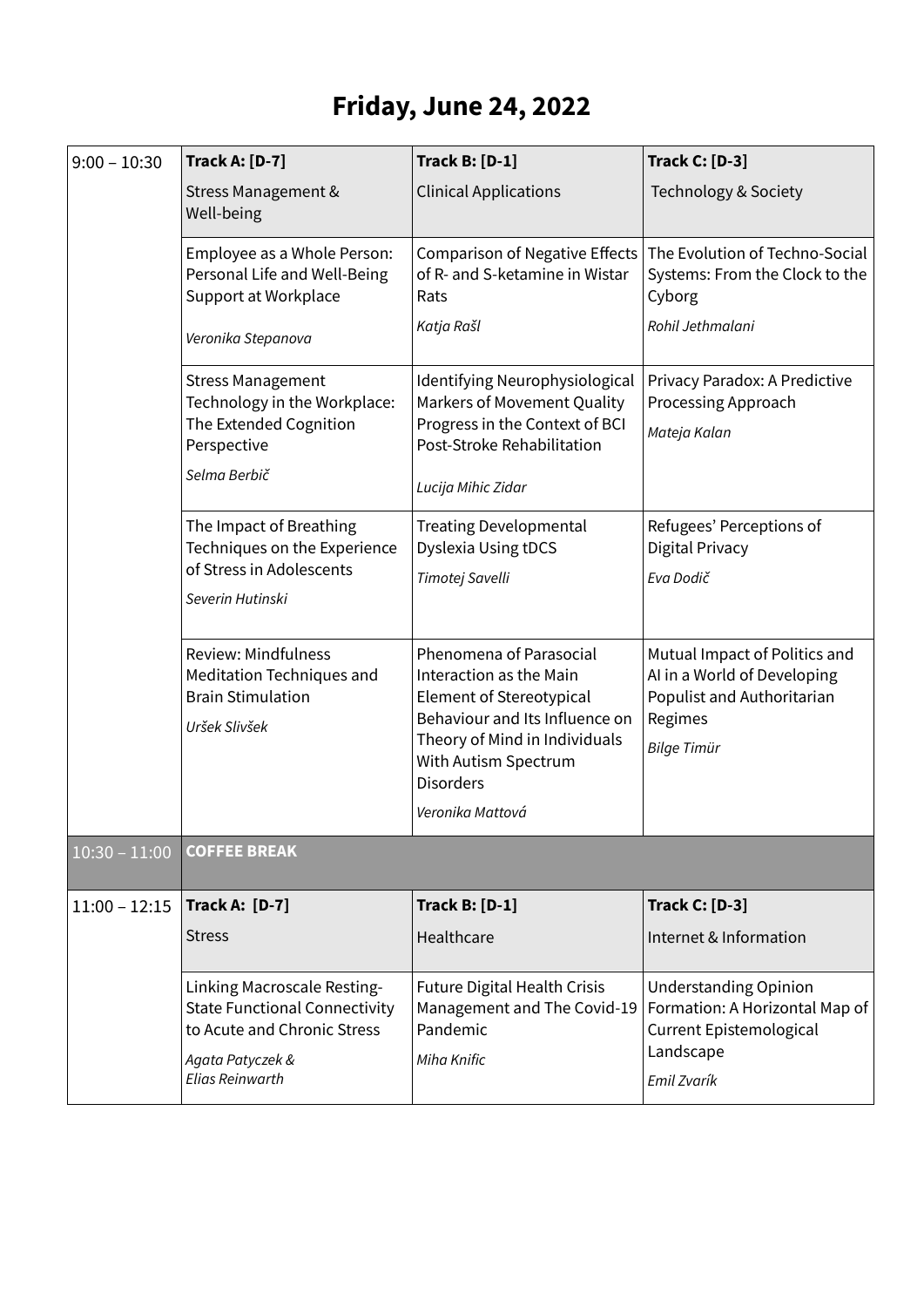# Friday, June 24, 2022

| | | | |
|---|---|---|---|
| 9:00 – 10:30 | **Track A: [D-7]** Stress Management & Well-being | **Track B: [D-1]** Clinical Applications | **Track C: [D-3]** Technology & Society |
| | Employee as a Whole Person: Personal Life and Well-Being Support at Workplace *Veronika Stepanova* | Comparison of Negative Effects of R- and S-ketamine in Wistar Rats *Katja Rašl* | The Evolution of Techno-Social Systems: From the Clock to the Cyborg *Rohil Jethmalani* |
| | Stress Management Technology in the Workplace: The Extended Cognition Perspective *Selma Berbič* | Identifying Neurophysiological Markers of Movement Quality Progress in the Context of BCI Post-Stroke Rehabilitation *Lucija Mihic Zidar* | Privacy Paradox: A Predictive Processing Approach *Mateja Kalan* |
| | The Impact of Breathing Techniques on the Experience of Stress in Adolescents *Severin Hutinski* | Treating Developmental Dyslexia Using tDCS *Timotej Savelli* | Refugees' Perceptions of Digital Privacy *Eva Dodič* |
| | Review: Mindfulness Meditation Techniques and Brain Stimulation *Uršek Slivšek* | Phenomena of Parasocial Interaction as the Main Element of Stereotypical Behaviour and Its Influence on Theory of Mind in Individuals With Autism Spectrum Disorders *Veronika Mattová* | Mutual Impact of Politics and AI in a World of Developing Populist and Authoritarian Regimes *Bilge Timür* |
| 10:30 – 11:00 | **COFFEE BREAK** | | |
| 11:00 – 12:15 | **Track A: [D-7]** Stress | **Track B: [D-1]** Healthcare | **Track C: [D-3]** Internet & Information |
| | Linking Macroscale Resting-State Functional Connectivity to Acute and Chronic Stress *Agata Patyczek & Elias Reinwarth* | Future Digital Health Crisis Management and The Covid-19 Pandemic *Miha Knific* | Understanding Opinion Formation: A Horizontal Map of Current Epistemological Landscape *Emil Zvarík* |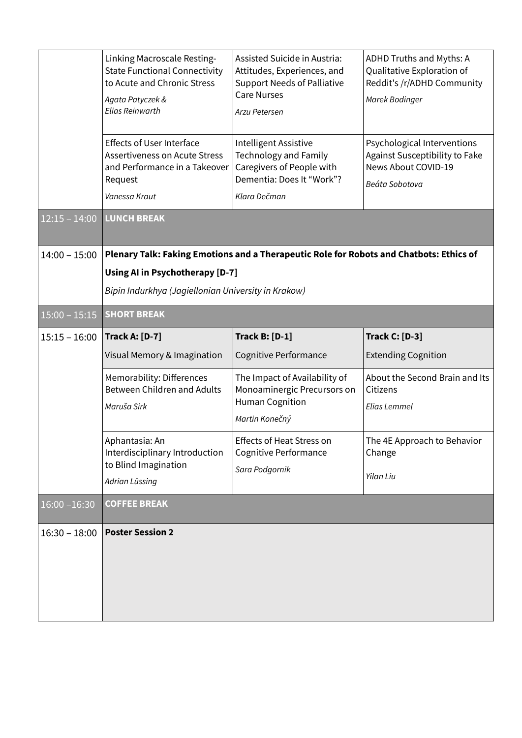| | | | |
|---|---|---|---|
| | Linking Macroscale Resting-State Functional Connectivity to Acute and Chronic Stress<br>*Agata Patyczek & Elias Reinwarth* | Assisted Suicide in Austria: Attitudes, Experiences, and Support Needs of Palliative Care Nurses<br>*Arzu Petersen* | ADHD Truths and Myths: A Qualitative Exploration of Reddit's /r/ADHD Community<br>*Marek Bodinger* |
| | Effects of User Interface Assertiveness on Acute Stress and Performance in a Takeover Request<br>*Vanessa Kraut* | Intelligent Assistive Technology and Family Caregivers of People with Dementia: Does It "Work"?<br>*Klara Dečman* | Psychological Interventions Against Susceptibility to Fake News About COVID-19<br>*Beáta Sobotova* |
| 12:15 – 14:00 | **LUNCH BREAK** | | |
| 14:00 – 15:00 | **Plenary Talk: Faking Emotions and a Therapeutic Role for Robots and Chatbots: Ethics of Using AI in Psychotherapy [D-7]**<br>*Bipin Indurkhya (Jagiellonian University in Krakow)* | | |
| 15:00 – 15:15 | **SHORT BREAK** | | |
| 15:15 – 16:00 | **Track A: [D-7]**<br>Visual Memory & Imagination | **Track B: [D-1]**<br>Cognitive Performance | **Track C: [D-3]**<br>Extending Cognition |
| | Memorability: Differences Between Children and Adults<br>*Maruša Sirk* | The Impact of Availability of Monoaminergic Precursors on Human Cognition<br>*Martin Konečný* | About the Second Brain and Its Citizens<br>*Elias Lemmel* |
| | Aphantasia: An Interdisciplinary Introduction to Blind Imagination<br>*Adrian Lüssing* | Effects of Heat Stress on Cognitive Performance<br>*Sara Podgornik* | The 4E Approach to Behavior Change<br>*Yilan Liu* |
| 16:00 –16:30 | **COFFEE BREAK** | | |
| 16:30 – 18:00 | **Poster Session 2** | | |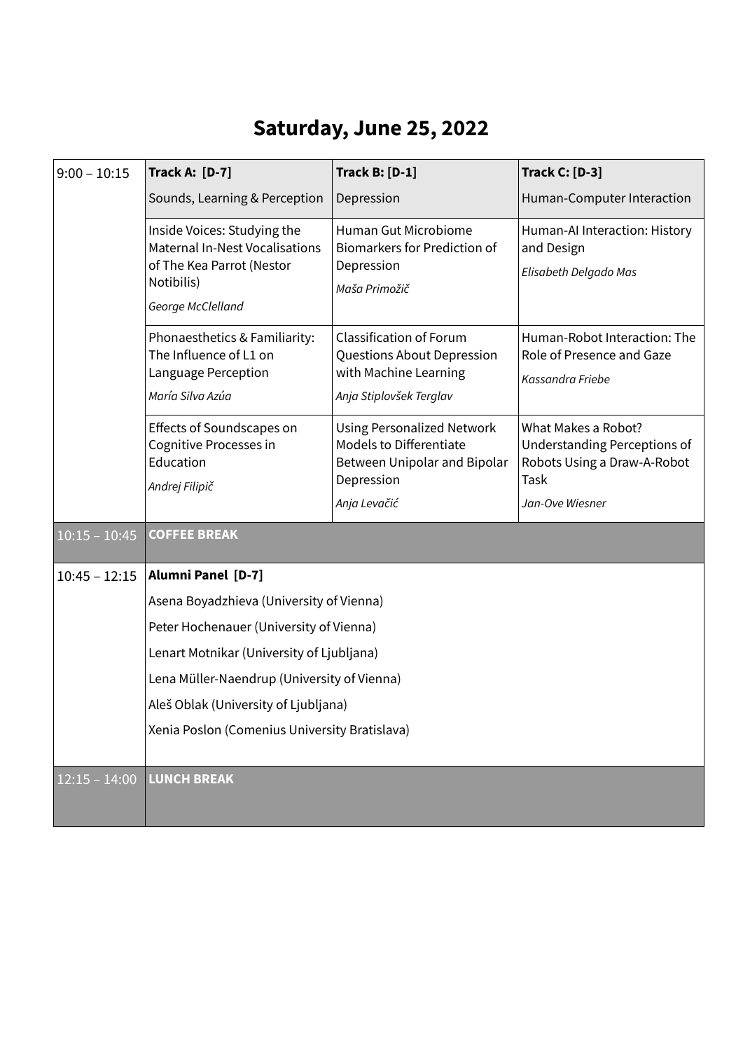# Saturday, June 25, 2022

| | | | |
|---|---|---|---|
| 9:00 – 10:15 | **Track A: [D-7]**<br>Sounds, Learning & Perception | **Track B: [D-1]**<br>Depression | **Track C: [D-3]**<br>Human-Computer Interaction |
| | Inside Voices: Studying the Maternal In-Nest Vocalisations of The Kea Parrot (Nestor Notibilis)<br>*George McClelland* | Human Gut Microbiome Biomarkers for Prediction of Depression<br>*Maša Primožič* | Human-AI Interaction: History and Design<br>*Elisabeth Delgado Mas* |
| | Phonaesthetics & Familiarity: The Influence of L1 on Language Perception<br>*María Silva Azúa* | Classification of Forum Questions About Depression with Machine Learning<br>*Anja Stiplovšek Terglav* | Human-Robot Interaction: The Role of Presence and Gaze<br>*Kassandra Friebe* |
| | Effects of Soundscapes on Cognitive Processes in Education<br>*Andrej Filipič* | Using Personalized Network Models to Differentiate Between Unipolar and Bipolar Depression<br>*Anja Levačić* | What Makes a Robot? Understanding Perceptions of Robots Using a Draw-A-Robot Task<br>*Jan-Ove Wiesner* |
| 10:15 – 10:45 | **COFFEE BREAK** | | |
| 10:45 – 12:15 | **Alumni Panel [D-7]**<br>Asena Boyadzhieva (University of Vienna)<br>Peter Hochenauer (University of Vienna)<br>Lenart Motnikar (University of Ljubljana)<br>Lena Müller-Naendrup (University of Vienna)<br>Aleš Oblak (University of Ljubljana)<br>Xenia Poslon (Comenius University Bratislava) | | |
| 12:15 – 14:00 | **LUNCH BREAK** | | |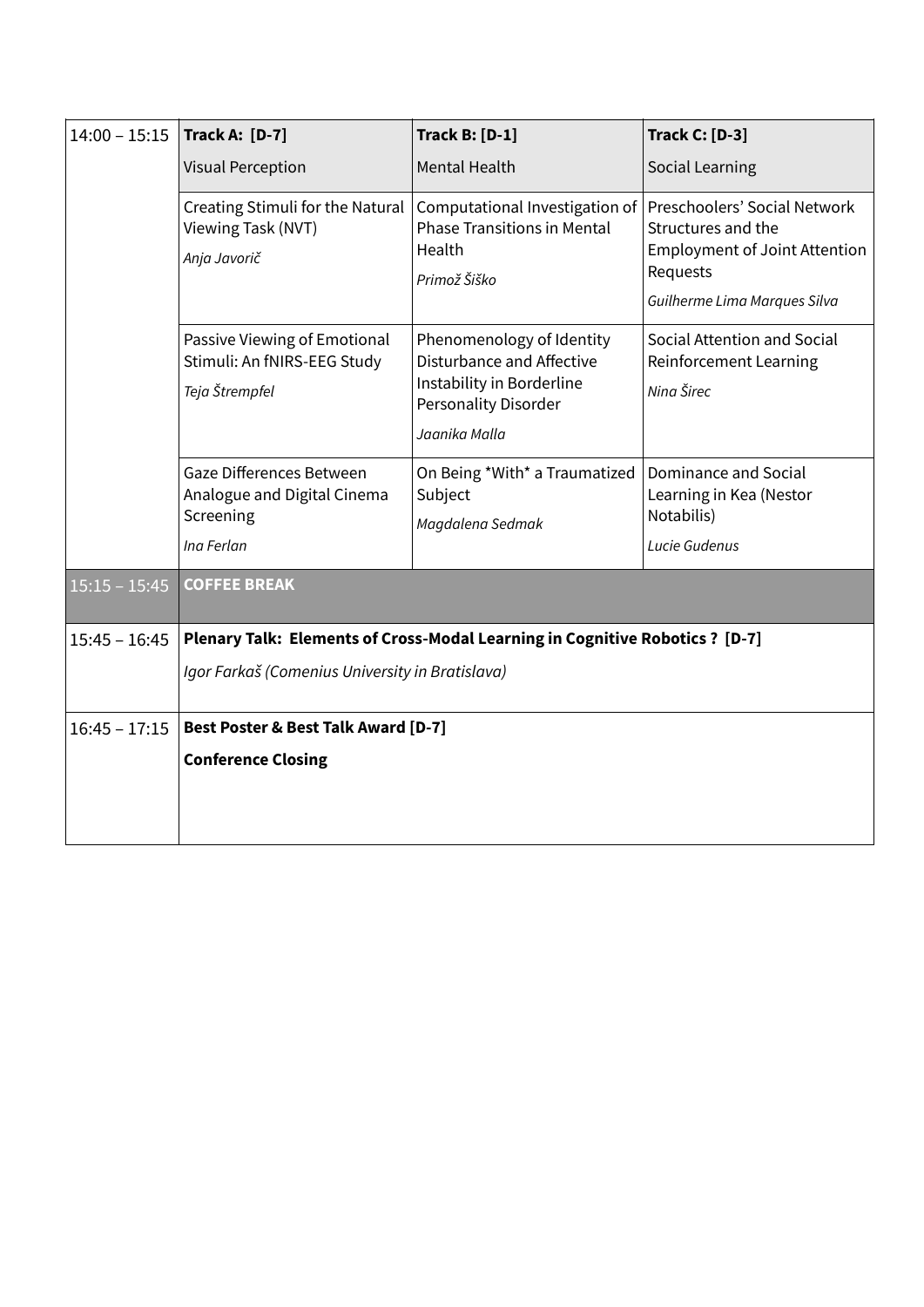| | | | |
|---|---|---|---|
| 14:00 – 15:15 | **Track A: [D-7]**<br>Visual Perception | **Track B: [D-1]**<br>Mental Health | **Track C: [D-3]**<br>Social Learning |
| | Creating Stimuli for the Natural Viewing Task (NVT)<br>*Anja Javorič* | Computational Investigation of Phase Transitions in Mental Health<br>*Primož Šiško* | Preschoolers' Social Network Structures and the Employment of Joint Attention Requests<br>*Guilherme Lima Marques Silva* |
| | Passive Viewing of Emotional Stimuli: An fNIRS-EEG Study<br>*Teja Štrempfel* | Phenomenology of Identity Disturbance and Affective Instability in Borderline Personality Disorder<br>*Jaanika Malla* | Social Attention and Social Reinforcement Learning<br>*Nina Širec* |
| | Gaze Differences Between Analogue and Digital Cinema Screening<br>*Ina Ferlan* | On Being *With* a Traumatized Subject<br>*Magdalena Sedmak* | Dominance and Social Learning in Kea (Nestor Notabilis)<br>*Lucie Gudenus* |
| 15:15 – 15:45 | **COFFEE BREAK** | | |
| 15:45 – 16:45 | **Plenary Talk: Elements of Cross-Modal Learning in Cognitive Robotics ? [D-7]**<br>*Igor Farkaš (Comenius University in Bratislava)* | | |
| 16:45 – 17:15 | **Best Poster & Best Talk Award [D-7]**<br>**Conference Closing** | | |